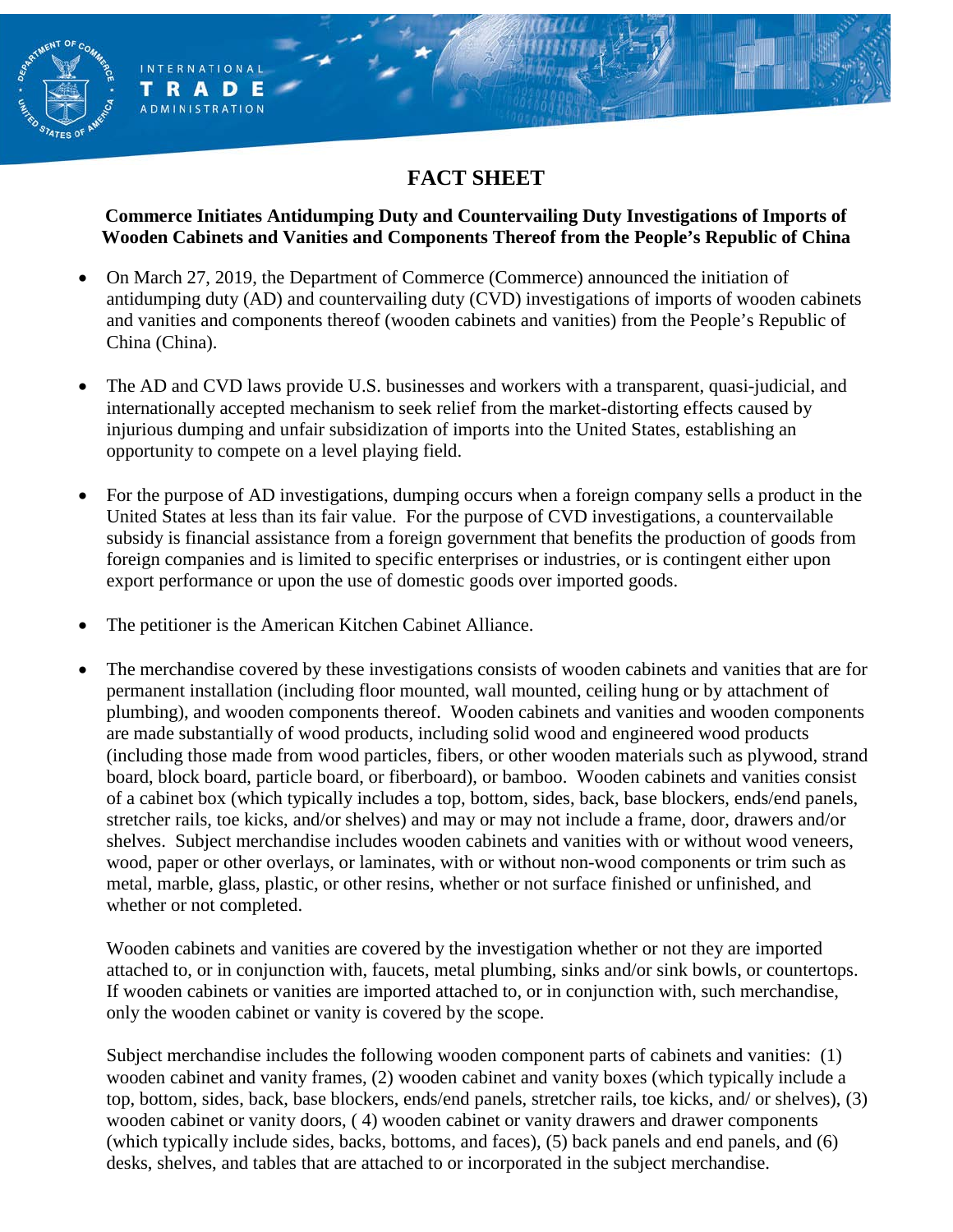# FACT SHEET

**Commerce Initiates Antidumping Duty and Countervailing Duty Investigations of Imports of Wooden Cabinets and Vanities and Components Thereof from the People's Republic of China**

- On March 27, 2019, the Department of Commerce (Commerce) announced the initiation of antidumping duty (AD) and countervailing duty (CVD) investigations of imports of wooden cabinets and vanities and components thereof (wooden cabinets and vanities) from the People's Republic of China (China).

- The AD and CVD laws provide U.S. businesses and workers with a transparent, quasi-judicial, and internationally accepted mechanism to seek relief from the market-distorting effects caused by injurious dumping and unfair subsidization of imports into the United States, establishing an opportunity to compete on a level playing field.

- For the purpose of AD investigations, dumping occurs when a foreign company sells a product in the United States at less than its fair value. For the purpose of CVD investigations, a countervailable subsidy is financial assistance from a foreign government that benefits the production of goods from foreign companies and is limited to specific enterprises or industries, or is contingent either upon export performance or upon the use of domestic goods over imported goods.

- The petitioner is the American Kitchen Cabinet Alliance.

- The merchandise covered by these investigations consists of wooden cabinets and vanities that are for permanent installation (including floor mounted, wall mounted, ceiling hung or by attachment of plumbing), and wooden components thereof. Wooden cabinets and vanities and wooden components are made substantially of wood products, including solid wood and engineered wood products (including those made from wood particles, fibers, or other wooden materials such as plywood, strand board, block board, particle board, or fiberboard), or bamboo. Wooden cabinets and vanities consist of a cabinet box (which typically includes a top, bottom, sides, back, base blockers, ends/end panels, stretcher rails, toe kicks, and/or shelves) and may or may not include a frame, door, drawers and/or shelves. Subject merchandise includes wooden cabinets and vanities with or without wood veneers, wood, paper or other overlays, or laminates, with or without non-wood components or trim such as metal, marble, glass, plastic, or other resins, whether or not surface finished or unfinished, and whether or not completed.

  Wooden cabinets and vanities are covered by the investigation whether or not they are imported attached to, or in conjunction with, faucets, metal plumbing, sinks and/or sink bowls, or countertops. If wooden cabinets or vanities are imported attached to, or in conjunction with, such merchandise, only the wooden cabinet or vanity is covered by the scope.

  Subject merchandise includes the following wooden component parts of cabinets and vanities: (1) wooden cabinet and vanity frames, (2) wooden cabinet and vanity boxes (which typically include a top, bottom, sides, back, base blockers, ends/end panels, stretcher rails, toe kicks, and/ or shelves), (3) wooden cabinet or vanity doors, ( 4) wooden cabinet or vanity drawers and drawer components (which typically include sides, backs, bottoms, and faces), (5) back panels and end panels, and (6) desks, shelves, and tables that are attached to or incorporated in the subject merchandise.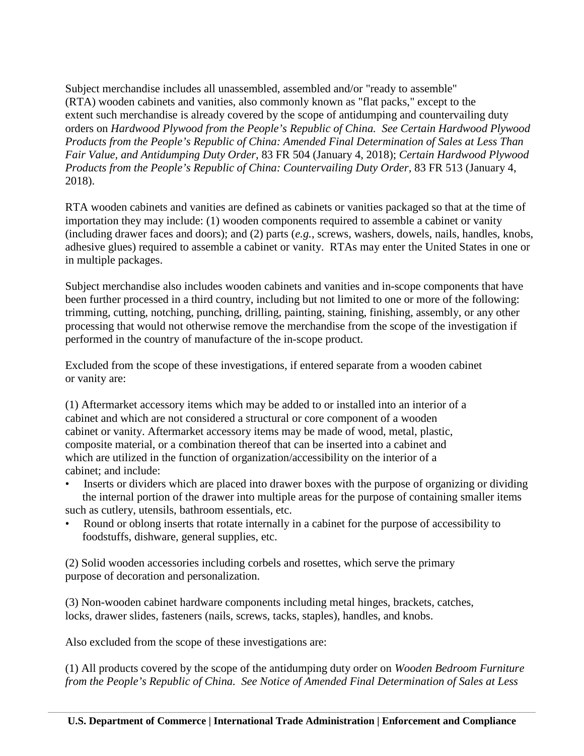Subject merchandise includes all unassembled, assembled and/or "ready to assemble" (RTA) wooden cabinets and vanities, also commonly known as "flat packs," except to the extent such merchandise is already covered by the scope of antidumping and countervailing duty orders on *Hardwood Plywood from the People's Republic of China. See Certain Hardwood Plywood Products from the People's Republic of China: Amended Final Determination of Sales at Less Than Fair Value, and Antidumping Duty Order,* 83 FR 504 (January 4, 2018); *Certain Hardwood Plywood Products from the People's Republic of China: Countervailing Duty Order,* 83 FR 513 (January 4, 2018).

RTA wooden cabinets and vanities are defined as cabinets or vanities packaged so that at the time of importation they may include: (1) wooden components required to assemble a cabinet or vanity (including drawer faces and doors); and (2) parts (*e.g.*, screws, washers, dowels, nails, handles, knobs, adhesive glues) required to assemble a cabinet or vanity. RTAs may enter the United States in one or in multiple packages.

Subject merchandise also includes wooden cabinets and vanities and in-scope components that have been further processed in a third country, including but not limited to one or more of the following: trimming, cutting, notching, punching, drilling, painting, staining, finishing, assembly, or any other processing that would not otherwise remove the merchandise from the scope of the investigation if performed in the country of manufacture of the in-scope product.

Excluded from the scope of these investigations, if entered separate from a wooden cabinet or vanity are:

(1) Aftermarket accessory items which may be added to or installed into an interior of a cabinet and which are not considered a structural or core component of a wooden cabinet or vanity. Aftermarket accessory items may be made of wood, metal, plastic, composite material, or a combination thereof that can be inserted into a cabinet and which are utilized in the function of organization/accessibility on the interior of a cabinet; and include:

- Inserts or dividers which are placed into drawer boxes with the purpose of organizing or dividing the internal portion of the drawer into multiple areas for the purpose of containing smaller items such as cutlery, utensils, bathroom essentials, etc.
- Round or oblong inserts that rotate internally in a cabinet for the purpose of accessibility to foodstuffs, dishware, general supplies, etc.

(2) Solid wooden accessories including corbels and rosettes, which serve the primary purpose of decoration and personalization.

(3) Non-wooden cabinet hardware components including metal hinges, brackets, catches, locks, drawer slides, fasteners (nails, screws, tacks, staples), handles, and knobs.

Also excluded from the scope of these investigations are:

(1) All products covered by the scope of the antidumping duty order on *Wooden Bedroom Furniture from the People's Republic of China. See Notice of Amended Final Determination of Sales at Less*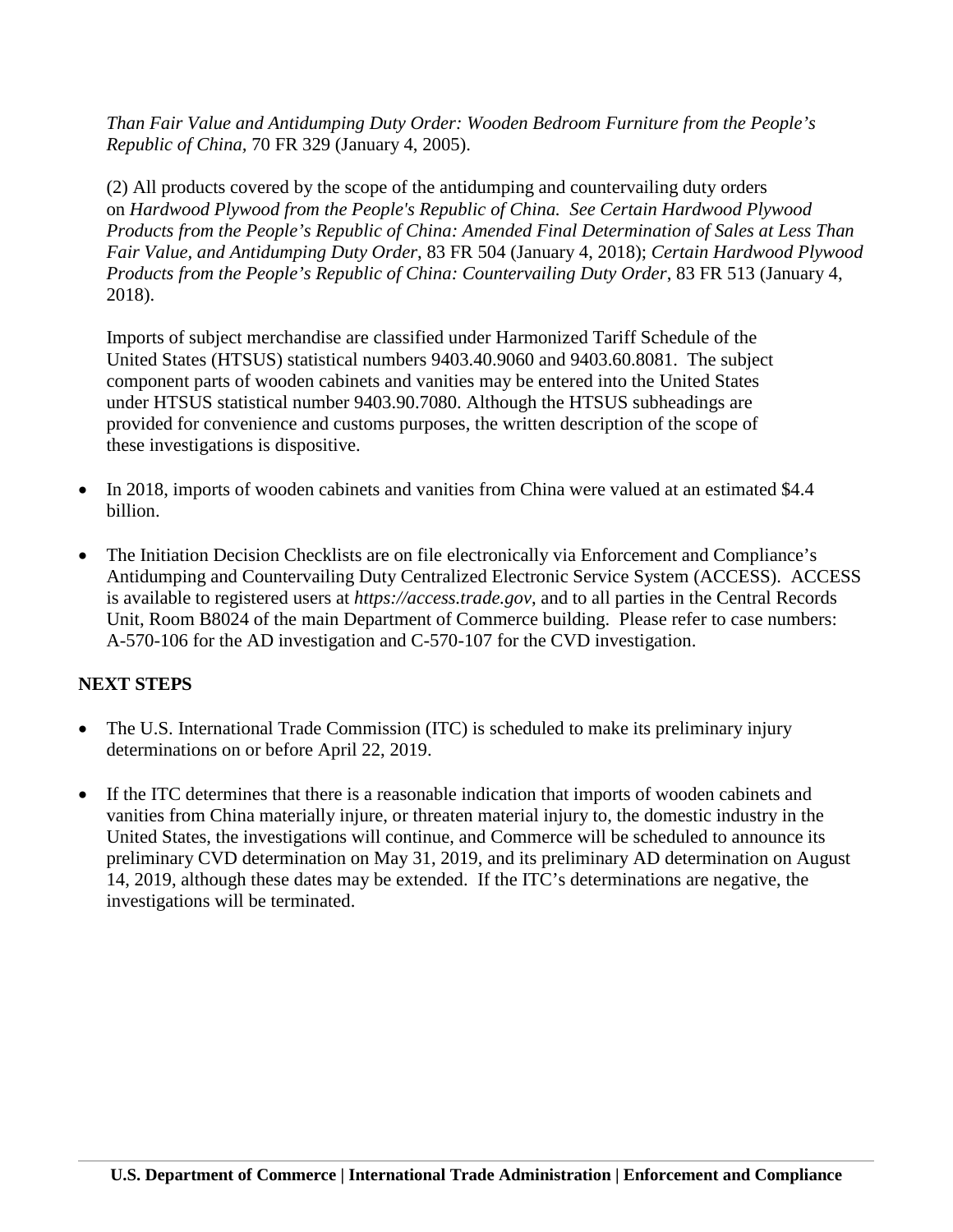*Than Fair Value and Antidumping Duty Order: Wooden Bedroom Furniture from the People's Republic of China*, 70 FR 329 (January 4, 2005).

(2) All products covered by the scope of the antidumping and countervailing duty orders on *Hardwood Plywood from the People's Republic of China. See Certain Hardwood Plywood Products from the People's Republic of China: Amended Final Determination of Sales at Less Than Fair Value, and Antidumping Duty Order*, 83 FR 504 (January 4, 2018); *Certain Hardwood Plywood Products from the People's Republic of China: Countervailing Duty Order*, 83 FR 513 (January 4, 2018).

Imports of subject merchandise are classified under Harmonized Tariff Schedule of the United States (HTSUS) statistical numbers 9403.40.9060 and 9403.60.8081. The subject component parts of wooden cabinets and vanities may be entered into the United States under HTSUS statistical number 9403.90.7080. Although the HTSUS subheadings are provided for convenience and customs purposes, the written description of the scope of these investigations is dispositive.

- In 2018, imports of wooden cabinets and vanities from China were valued at an estimated $4.4 billion.
- The Initiation Decision Checklists are on file electronically via Enforcement and Compliance's Antidumping and Countervailing Duty Centralized Electronic Service System (ACCESS). ACCESS is available to registered users at *https://access.trade.gov*, and to all parties in the Central Records Unit, Room B8024 of the main Department of Commerce building. Please refer to case numbers: A-570-106 for the AD investigation and C-570-107 for the CVD investigation.

**NEXT STEPS**

- The U.S. International Trade Commission (ITC) is scheduled to make its preliminary injury determinations on or before April 22, 2019.
- If the ITC determines that there is a reasonable indication that imports of wooden cabinets and vanities from China materially injure, or threaten material injury to, the domestic industry in the United States, the investigations will continue, and Commerce will be scheduled to announce its preliminary CVD determination on May 31, 2019, and its preliminary AD determination on August 14, 2019, although these dates may be extended. If the ITC's determinations are negative, the investigations will be terminated.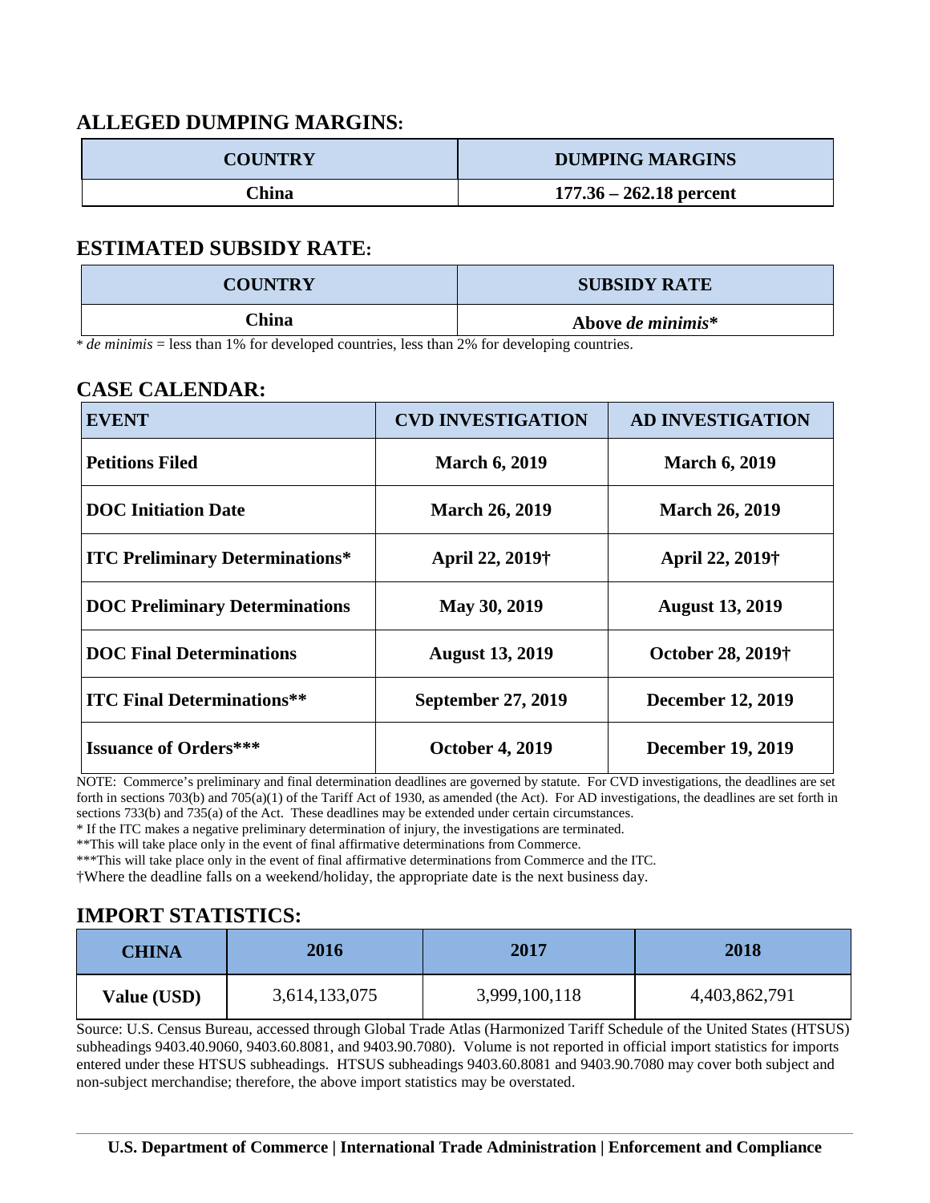## ALLEGED DUMPING MARGINS:

| COUNTRY | DUMPING MARGINS |
| --- | --- |
| China | 177.36 – 262.18 percent |

## ESTIMATED SUBSIDY RATE:

| COUNTRY | SUBSIDY RATE |
| --- | --- |
| China | Above *de minimis** |

\* *de minimis* = less than 1% for developed countries, less than 2% for developing countries.

## CASE CALENDAR:

| EVENT | CVD INVESTIGATION | AD INVESTIGATION |
| --- | --- | --- |
| Petitions Filed | March 6, 2019 | March 6, 2019 |
| DOC Initiation Date | March 26, 2019 | March 26, 2019 |
| ITC Preliminary Determinations* | April 22, 2019† | April 22, 2019† |
| DOC Preliminary Determinations | May 30, 2019 | August 13, 2019 |
| DOC Final Determinations | August 13, 2019 | October 28, 2019† |
| ITC Final Determinations** | September 27, 2019 | December 12, 2019 |
| Issuance of Orders*** | October 4, 2019 | December 19, 2019 |

NOTE: Commerce's preliminary and final determination deadlines are governed by statute. For CVD investigations, the deadlines are set forth in sections 703(b) and 705(a)(1) of the Tariff Act of 1930, as amended (the Act). For AD investigations, the deadlines are set forth in sections 733(b) and 735(a) of the Act. These deadlines may be extended under certain circumstances.

\* If the ITC makes a negative preliminary determination of injury, the investigations are terminated.

\*\*This will take place only in the event of final affirmative determinations from Commerce.

\*\*\*This will take place only in the event of final affirmative determinations from Commerce and the ITC.

†Where the deadline falls on a weekend/holiday, the appropriate date is the next business day.

## IMPORT STATISTICS:

| CHINA | 2016 | 2017 | 2018 |
| --- | --- | --- | --- |
| Value (USD) | 3,614,133,075 | 3,999,100,118 | 4,403,862,791 |

Source: U.S. Census Bureau, accessed through Global Trade Atlas (Harmonized Tariff Schedule of the United States (HTSUS) subheadings 9403.40.9060, 9403.60.8081, and 9403.90.7080). Volume is not reported in official import statistics for imports entered under these HTSUS subheadings. HTSUS subheadings 9403.60.8081 and 9403.90.7080 may cover both subject and non-subject merchandise; therefore, the above import statistics may be overstated.